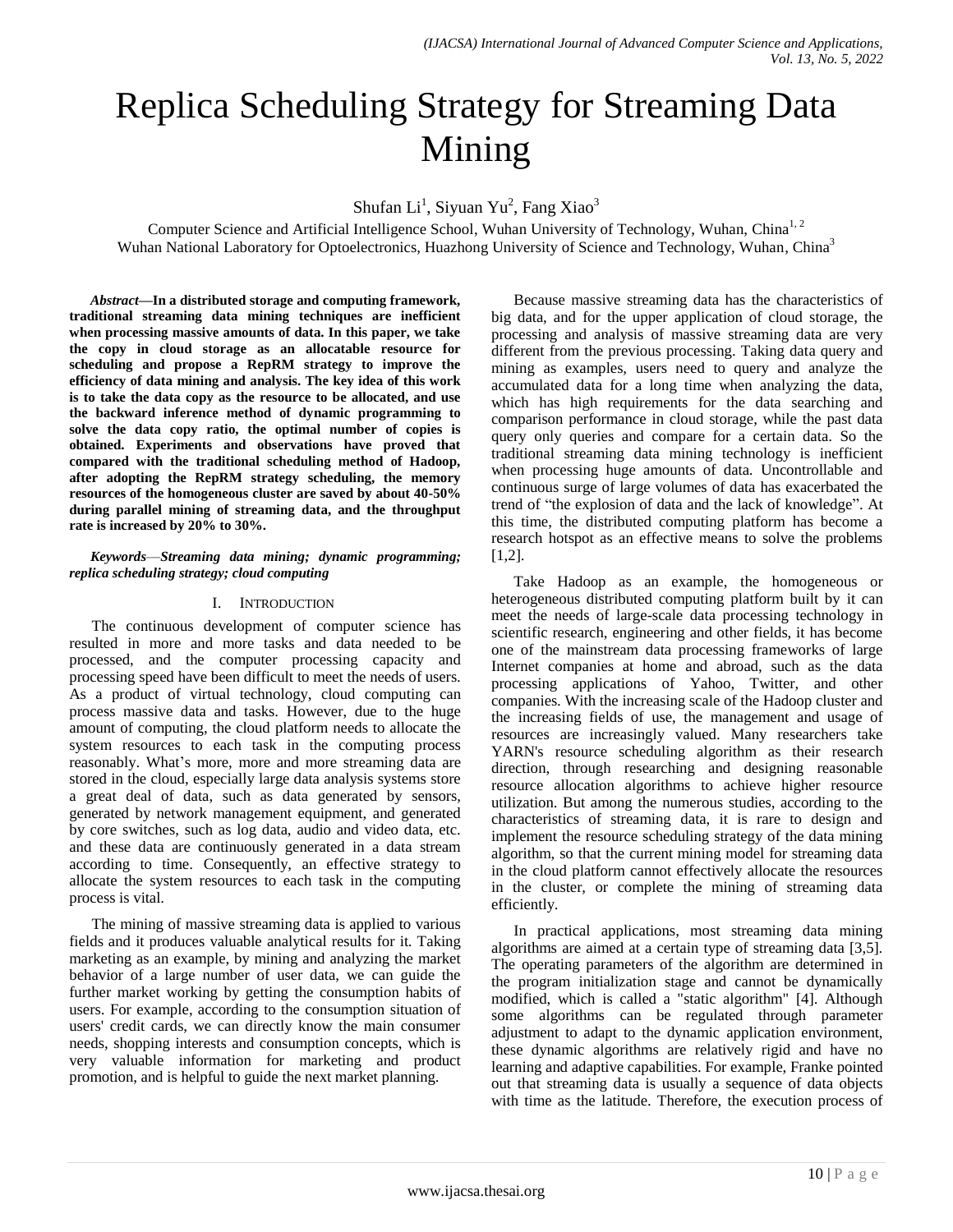# Replica Scheduling Strategy for Streaming Data Mining

Shufan Li[1], Siyuan Yu[2], Fang Xiao[3]

Computer Science and Artificial Intelligence School, Wuhan University of Technology, Wuhan, China[1, 2]
Wuhan National Laboratory for Optoelectronics, Huazhong University of Science and Technology, Wuhan, China[3]

***Abstract*—In a distributed storage and computing framework, traditional streaming data mining techniques are inefficient when processing massive amounts of data. In this paper, we take the copy in cloud storage as an allocatable resource for scheduling and propose a RepRM strategy to improve the efficiency of data mining and analysis. The key idea of this work is to take the data copy as the resource to be allocated, and use the backward inference method of dynamic programming to solve the data copy ratio, the optimal number of copies is obtained. Experiments and observations have proved that compared with the traditional scheduling method of Hadoop, after adopting the RepRM strategy scheduling, the memory resources of the homogeneous cluster are saved by about 40-50% during parallel mining of streaming data, and the throughput rate is increased by 20% to 30%.**

*Keywords*—***Streaming data mining; dynamic programming; replica scheduling strategy; cloud computing***

## I. Introduction

The continuous development of computer science has resulted in more and more tasks and data needed to be processed, and the computer processing capacity and processing speed have been difficult to meet the needs of users. As a product of virtual technology, cloud computing can process massive data and tasks. However, due to the huge amount of computing, the cloud platform needs to allocate the system resources to each task in the computing process reasonably. What's more, more and more streaming data are stored in the cloud, especially large data analysis systems store a great deal of data, such as data generated by sensors, generated by network management equipment, and generated by core switches, such as log data, audio and video data, etc. and these data are continuously generated in a data stream according to time. Consequently, an effective strategy to allocate the system resources to each task in the computing process is vital.

The mining of massive streaming data is applied to various fields and it produces valuable analytical results for it. Taking marketing as an example, by mining and analyzing the market behavior of a large number of user data, we can guide the further market working by getting the consumption habits of users. For example, according to the consumption situation of users' credit cards, we can directly know the main consumer needs, shopping interests and consumption concepts, which is very valuable information for marketing and product promotion, and is helpful to guide the next market planning.

Because massive streaming data has the characteristics of big data, and for the upper application of cloud storage, the processing and analysis of massive streaming data are very different from the previous processing. Taking data query and mining as examples, users need to query and analyze the accumulated data for a long time when analyzing the data, which has high requirements for the data searching and comparison performance in cloud storage, while the past data query only queries and compare for a certain data. So the traditional streaming data mining technology is inefficient when processing huge amounts of data. Uncontrollable and continuous surge of large volumes of data has exacerbated the trend of "the explosion of data and the lack of knowledge". At this time, the distributed computing platform has become a research hotspot as an effective means to solve the problems [1,2].

Take Hadoop as an example, the homogeneous or heterogeneous distributed computing platform built by it can meet the needs of large-scale data processing technology in scientific research, engineering and other fields, it has become one of the mainstream data processing frameworks of large Internet companies at home and abroad, such as the data processing applications of Yahoo, Twitter, and other companies. With the increasing scale of the Hadoop cluster and the increasing fields of use, the management and usage of resources are increasingly valued. Many researchers take YARN's resource scheduling algorithm as their research direction, through researching and designing reasonable resource allocation algorithms to achieve higher resource utilization. But among the numerous studies, according to the characteristics of streaming data, it is rare to design and implement the resource scheduling strategy of the data mining algorithm, so that the current mining model for streaming data in the cloud platform cannot effectively allocate the resources in the cluster, or complete the mining of streaming data efficiently.

In practical applications, most streaming data mining algorithms are aimed at a certain type of streaming data [3,5]. The operating parameters of the algorithm are determined in the program initialization stage and cannot be dynamically modified, which is called a "static algorithm" [4]. Although some algorithms can be regulated through parameter adjustment to adapt to the dynamic application environment, these dynamic algorithms are relatively rigid and have no learning and adaptive capabilities. For example, Franke pointed out that streaming data is usually a sequence of data objects with time as the latitude. Therefore, the execution process of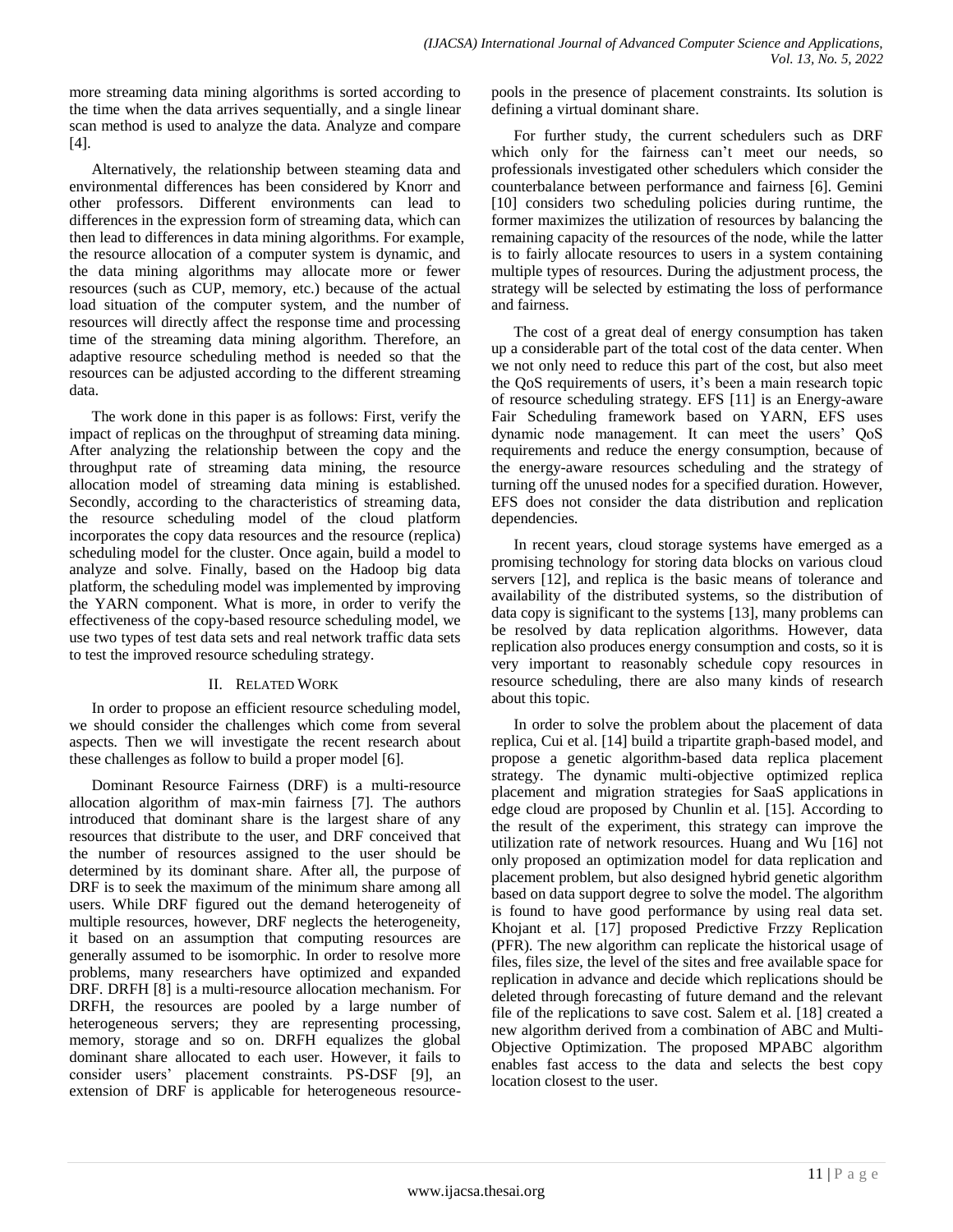more streaming data mining algorithms is sorted according to the time when the data arrives sequentially, and a single linear scan method is used to analyze the data. Analyze and compare [4].

Alternatively, the relationship between steaming data and environmental differences has been considered by Knorr and other professors. Different environments can lead to differences in the expression form of streaming data, which can then lead to differences in data mining algorithms. For example, the resource allocation of a computer system is dynamic, and the data mining algorithms may allocate more or fewer resources (such as CUP, memory, etc.) because of the actual load situation of the computer system, and the number of resources will directly affect the response time and processing time of the streaming data mining algorithm. Therefore, an adaptive resource scheduling method is needed so that the resources can be adjusted according to the different streaming data.

The work done in this paper is as follows: First, verify the impact of replicas on the throughput of streaming data mining. After analyzing the relationship between the copy and the throughput rate of streaming data mining, the resource allocation model of streaming data mining is established. Secondly, according to the characteristics of streaming data, the resource scheduling model of the cloud platform incorporates the copy data resources and the resource (replica) scheduling model for the cluster. Once again, build a model to analyze and solve. Finally, based on the Hadoop big data platform, the scheduling model was implemented by improving the YARN component. What is more, in order to verify the effectiveness of the copy-based resource scheduling model, we use two types of test data sets and real network traffic data sets to test the improved resource scheduling strategy.

## II. Related Work

In order to propose an efficient resource scheduling model, we should consider the challenges which come from several aspects. Then we will investigate the recent research about these challenges as follow to build a proper model [6].

Dominant Resource Fairness (DRF) is a multi-resource allocation algorithm of max-min fairness [7]. The authors introduced that dominant share is the largest share of any resources that distribute to the user, and DRF conceived that the number of resources assigned to the user should be determined by its dominant share. After all, the purpose of DRF is to seek the maximum of the minimum share among all users. While DRF figured out the demand heterogeneity of multiple resources, however, DRF neglects the heterogeneity, it based on an assumption that computing resources are generally assumed to be isomorphic. In order to resolve more problems, many researchers have optimized and expanded DRF. DRFH [8] is a multi-resource allocation mechanism. For DRFH, the resources are pooled by a large number of heterogeneous servers; they are representing processing, memory, storage and so on. DRFH equalizes the global dominant share allocated to each user. However, it fails to consider users' placement constraints. PS-DSF [9], an extension of DRF is applicable for heterogeneous resource-pools in the presence of placement constraints. Its solution is defining a virtual dominant share.

For further study, the current schedulers such as DRF which only for the fairness can't meet our needs, so professionals investigated other schedulers which consider the counterbalance between performance and fairness [6]. Gemini [10] considers two scheduling policies during runtime, the former maximizes the utilization of resources by balancing the remaining capacity of the resources of the node, while the latter is to fairly allocate resources to users in a system containing multiple types of resources. During the adjustment process, the strategy will be selected by estimating the loss of performance and fairness.

The cost of a great deal of energy consumption has taken up a considerable part of the total cost of the data center. When we not only need to reduce this part of the cost, but also meet the QoS requirements of users, it's been a main research topic of resource scheduling strategy. EFS [11] is an Energy-aware Fair Scheduling framework based on YARN, EFS uses dynamic node management. It can meet the users' QoS requirements and reduce the energy consumption, because of the energy-aware resources scheduling and the strategy of turning off the unused nodes for a specified duration. However, EFS does not consider the data distribution and replication dependencies.

In recent years, cloud storage systems have emerged as a promising technology for storing data blocks on various cloud servers [12], and replica is the basic means of tolerance and availability of the distributed systems, so the distribution of data copy is significant to the systems [13], many problems can be resolved by data replication algorithms. However, data replication also produces energy consumption and costs, so it is very important to reasonably schedule copy resources in resource scheduling, there are also many kinds of research about this topic.

In order to solve the problem about the placement of data replica, Cui et al. [14] build a tripartite graph-based model, and propose a genetic algorithm-based data replica placement strategy. The dynamic multi-objective optimized replica placement and migration strategies for SaaS applications in edge cloud are proposed by Chunlin et al. [15]. According to the result of the experiment, this strategy can improve the utilization rate of network resources. Huang and Wu [16] not only proposed an optimization model for data replication and placement problem, but also designed hybrid genetic algorithm based on data support degree to solve the model. The algorithm is found to have good performance by using real data set. Khojant et al. [17] proposed Predictive Frzzy Replication (PFR). The new algorithm can replicate the historical usage of files, files size, the level of the sites and free available space for replication in advance and decide which replications should be deleted through forecasting of future demand and the relevant file of the replications to save cost. Salem et al. [18] created a new algorithm derived from a combination of ABC and Multi-Objective Optimization. The proposed MPABC algorithm enables fast access to the data and selects the best copy location closest to the user.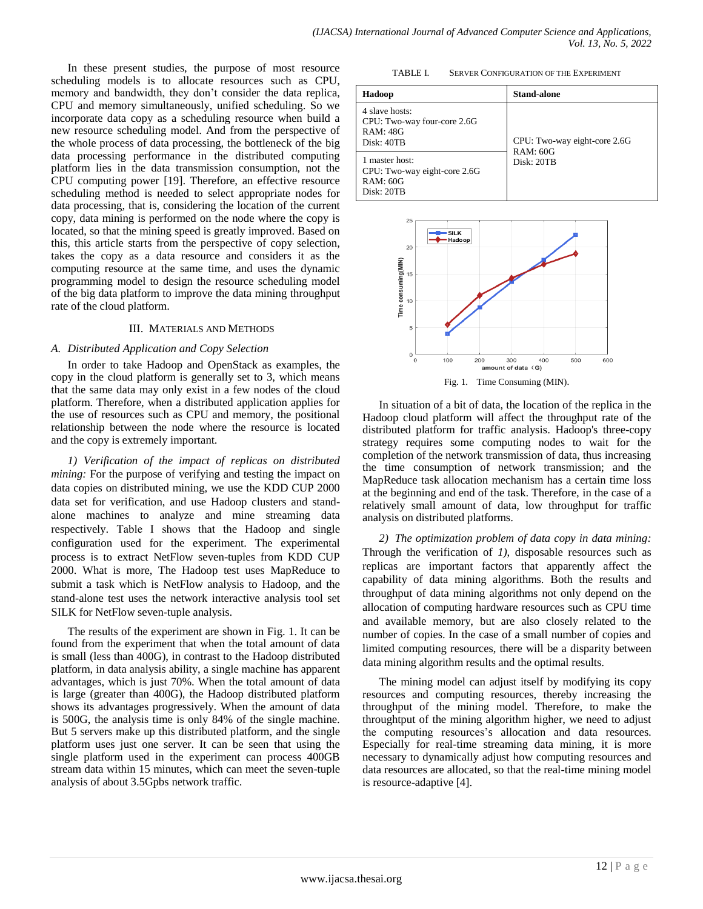In these present studies, the purpose of most resource scheduling models is to allocate resources such as CPU, memory and bandwidth, they don't consider the data replica, CPU and memory simultaneously, unified scheduling. So we incorporate data copy as a scheduling resource when build a new resource scheduling model. And from the perspective of the whole process of data processing, the bottleneck of the big data processing performance in the distributed computing platform lies in the data transmission consumption, not the CPU computing power [19]. Therefore, an effective resource scheduling method is needed to select appropriate nodes for data processing, that is, considering the location of the current copy, data mining is performed on the node where the copy is located, so that the mining speed is greatly improved. Based on this, this article starts from the perspective of copy selection, takes the copy as a data resource and considers it as the computing resource at the same time, and uses the dynamic programming model to design the resource scheduling model of the big data platform to improve the data mining throughput rate of the cloud platform.

## III. Materials and Methods

### *A. Distributed Application and Copy Selection*

In order to take Hadoop and OpenStack as examples, the copy in the cloud platform is generally set to 3, which means that the same data may only exist in a few nodes of the cloud platform. Therefore, when a distributed application applies for the use of resources such as CPU and memory, the positional relationship between the node where the resource is located and the copy is extremely important.

*1) Verification of the impact of replicas on distributed mining:* For the purpose of verifying and testing the impact on data copies on distributed mining, we use the KDD CUP 2000 data set for verification, and use Hadoop clusters and stand-alone machines to analyze and mine streaming data respectively. Table I shows that the Hadoop and single configuration used for the experiment. The experimental process is to extract NetFlow seven-tuples from KDD CUP 2000. What is more, The Hadoop test uses MapReduce to submit a task which is NetFlow analysis to Hadoop, and the stand-alone test uses the network interactive analysis tool set SILK for NetFlow seven-tuple analysis.

The results of the experiment are shown in Fig. 1. It can be found from the experiment that when the total amount of data is small (less than 400G), in contrast to the Hadoop distributed platform, in data analysis ability, a single machine has apparent advantages, which is just 70%. When the total amount of data is large (greater than 400G), the Hadoop distributed platform shows its advantages progressively. When the amount of data is 500G, the analysis time is only 84% of the single machine. But 5 servers make up this distributed platform, and the single platform uses just one server. It can be seen that using the single platform used in the experiment can process 400GB stream data within 15 minutes, which can meet the seven-tuple analysis of about 3.5Gpbs network traffic.

TABLE I. Server Configuration of the Experiment

| Hadoop | Stand-alone |
| --- | --- |
| 4 slave hosts: CPU: Two-way four-core 2.6G RAM: 48G Disk: 40TB | CPU: Two-way eight-core 2.6G RAM: 60G Disk: 20TB |
| 1 master host: CPU: Two-way eight-core 2.6G RAM: 60G Disk: 20TB | |

Fig. 1. Time Consuming (MIN).

In situation of a bit of data, the location of the replica in the Hadoop cloud platform will affect the throughput rate of the distributed platform for traffic analysis. Hadoop's three-copy strategy requires some computing nodes to wait for the completion of the network transmission of data, thus increasing the time consumption of network transmission; and the MapReduce task allocation mechanism has a certain time loss at the beginning and end of the task. Therefore, in the case of a relatively small amount of data, low throughput for traffic analysis on distributed platforms.

*2) The optimization problem of data copy in data mining:* Through the verification of *1)*, disposable resources such as replicas are important factors that apparently affect the capability of data mining algorithms. Both the results and throughput of data mining algorithms not only depend on the allocation of computing hardware resources such as CPU time and available memory, but are also closely related to the number of copies. In the case of a small number of copies and limited computing resources, there will be a disparity between data mining algorithm results and the optimal results.

The mining model can adjust itself by modifying its copy resources and computing resources, thereby increasing the throughput of the mining model. Therefore, to make the throughtput of the mining algorithm higher, we need to adjust the computing resources's allocation and data resources. Especially for real-time streaming data mining, it is more necessary to dynamically adjust how computing resources and data resources are allocated, so that the real-time mining model is resource-adaptive [4].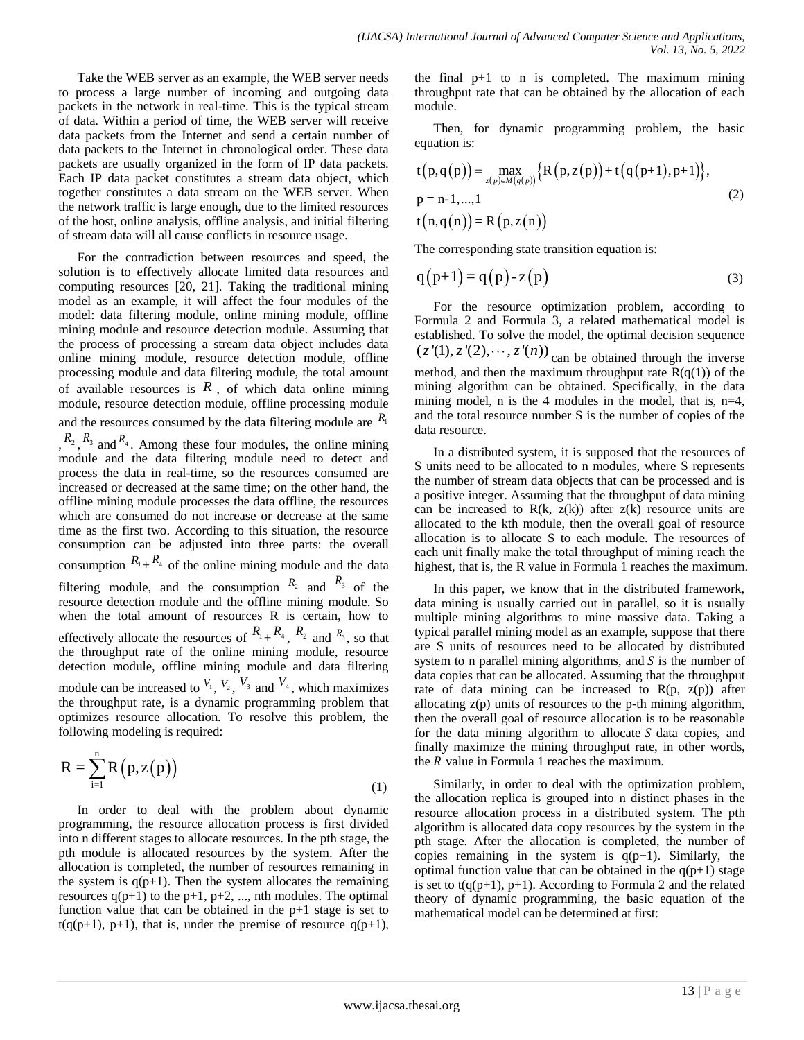Take the WEB server as an example, the WEB server needs to process a large number of incoming and outgoing data packets in the network in real-time. This is the typical stream of data. Within a period of time, the WEB server will receive data packets from the Internet and send a certain number of data packets to the Internet in chronological order. These data packets are usually organized in the form of IP data packets. Each IP data packet constitutes a stream data object, which together constitutes a data stream on the WEB server. When the network traffic is large enough, due to the limited resources of the host, online analysis, offline analysis, and initial filtering of stream data will all cause conflicts in resource usage.

For the contradiction between resources and speed, the solution is to effectively allocate limited data resources and computing resources [20, 21]. Taking the traditional mining model as an example, it will affect the four modules of the model: data filtering module, online mining module, offline mining module and resource detection module. Assuming that the process of processing a stream data object includes data online mining module, resource detection module, offline processing module and data filtering module, the total amount of available resources is $R$, of which data online mining module, resource detection module, offline processing module and the resources consumed by the data filtering module are $R_1$, $R_2$, $R_3$ and $R_4$. Among these four modules, the online mining module and the data filtering module need to detect and process the data in real-time, so the resources consumed are increased or decreased at the same time; on the other hand, the offline mining module processes the data offline, the resources which are consumed do not increase or decrease at the same time as the first two. According to this situation, the resource consumption can be adjusted into three parts: the overall consumption $R_1+R_4$ of the online mining module and the data filtering module, and the consumption $R_2$ and $R_3$ of the resource detection module and the offline mining module. So when the total amount of resources R is certain, how to effectively allocate the resources of $R_1+R_4$, $R_2$ and $R_3$, so that the throughput rate of the online mining module, resource detection module, offline mining module and data filtering module can be increased to $V_1$, $V_2$, $V_3$ and $V_4$, which maximizes the throughput rate, is a dynamic programming problem that optimizes resource allocation. To resolve this problem, the following modeling is required:

$$\mathrm{R}=\sum_{\mathrm{i}=1}^{\mathrm{n}} \mathrm{R}\left(\mathrm{p}, \mathrm{z}(\mathrm{p})\right) \tag{1}$$

In order to deal with the problem about dynamic programming, the resource allocation process is first divided into n different stages to allocate resources. In the pth stage, the pth module is allocated resources by the system. After the allocation is completed, the number of resources remaining in the system is q(p+1). Then the system allocates the remaining resources q(p+1) to the p+1, p+2, ..., nth modules. The optimal function value that can be obtained in the p+1 stage is set to t(q(p+1), p+1), that is, under the premise of resource q(p+1), the final p+1 to n is completed. The maximum mining throughput rate that can be obtained by the allocation of each module.

Then, for dynamic programming problem, the basic equation is:

$$\begin{aligned}
&\mathrm{t}\left(\mathrm{p}, \mathrm{q}(\mathrm{p})\right)=\max_{z(p) \in M(q(p))}\left\{\mathrm{R}\left(\mathrm{p}, \mathrm{z}(\mathrm{p})\right)+\mathrm{t}\left(\mathrm{q}(\mathrm{p+1}), \mathrm{p+1}\right)\right\}, \\
&\mathrm{p}=\mathrm{n}-1, \ldots, 1 \\
&\mathrm{t}\left(\mathrm{n}, \mathrm{q}(\mathrm{n})\right)=\mathrm{R}\left(\mathrm{p}, \mathrm{z}(\mathrm{n})\right)
\end{aligned} \tag{2}$$

The corresponding state transition equation is:

$$\mathrm{q}(\mathrm{p+1})=\mathrm{q}(\mathrm{p})-\mathrm{z}(\mathrm{p}) \tag{3}$$

For the resource optimization problem, according to Formula 2 and Formula 3, a related mathematical model is established. To solve the model, the optimal decision sequence $(z'(1), z'(2), \cdots, z'(n))$ can be obtained through the inverse method, and then the maximum throughput rate R(q(1)) of the mining algorithm can be obtained. Specifically, in the data mining model, n is the 4 modules in the model, that is, n=4, and the total resource number S is the number of copies of the data resource.

In a distributed system, it is supposed that the resources of S units need to be allocated to n modules, where S represents the number of stream data objects that can be processed and is a positive integer. Assuming that the throughput of data mining can be increased to R(k, z(k)) after z(k) resource units are allocated to the kth module, then the overall goal of resource allocation is to allocate S to each module. The resources of each unit finally make the total throughput of mining reach the highest, that is, the R value in Formula 1 reaches the maximum.

In this paper, we know that in the distributed framework, data mining is usually carried out in parallel, so it is usually multiple mining algorithms to mine massive data. Taking a typical parallel mining model as an example, suppose that there are S units of resources need to be allocated by distributed system to n parallel mining algorithms, and $S$ is the number of data copies that can be allocated. Assuming that the throughput rate of data mining can be increased to R(p, z(p)) after allocating z(p) units of resources to the p-th mining algorithm, then the overall goal of resource allocation is to be reasonable for the data mining algorithm to allocate $S$ data copies, and finally maximize the mining throughput rate, in other words, the $R$ value in Formula 1 reaches the maximum.

Similarly, in order to deal with the optimization problem, the allocation replica is grouped into n distinct phases in the resource allocation process in a distributed system. The pth algorithm is allocated data copy resources by the system in the pth stage. After the allocation is completed, the number of copies remaining in the system is q(p+1). Similarly, the optimal function value that can be obtained in the q(p+1) stage is set to t(q(p+1), p+1). According to Formula 2 and the related theory of dynamic programming, the basic equation of the mathematical model can be determined at first: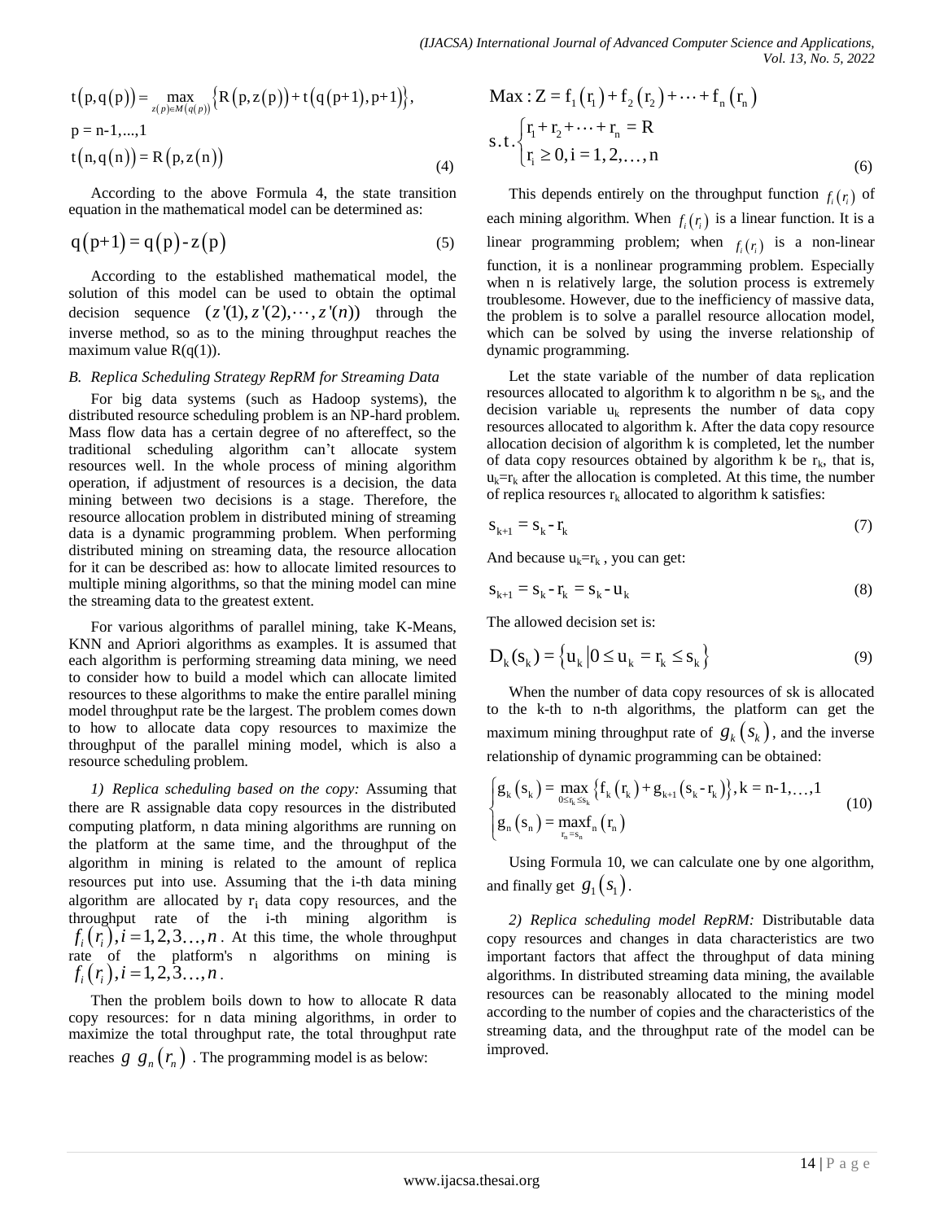$$t\left(p,q(p)\right)=\max_{z(p)\in M(q(p))}\left\{R\left(p,z(p)\right)+t\left(q(p+1),p+1\right)\right\},$$
$$p = n\text{-}1,...,1$$
$$t\left(n,q(n)\right)=R\left(p,z(n)\right) \tag{4}$$

According to the above Formula 4, the state transition equation in the mathematical model can be determined as:

$$q(p+1)=q(p)-z(p) \tag{5}$$

According to the established mathematical model, the solution of this model can be used to obtain the optimal decision sequence $(z'(1), z'(2), \cdots, z'(n))$ through the inverse method, so as to the mining throughput reaches the maximum value R(q(1)).

### *B. Replica Scheduling Strategy RepRM for Streaming Data*

For big data systems (such as Hadoop systems), the distributed resource scheduling problem is an NP-hard problem. Mass flow data has a certain degree of no aftereffect, so the traditional scheduling algorithm can't allocate system resources well. In the whole process of mining algorithm operation, if adjustment of resources is a decision, the data mining between two decisions is a stage. Therefore, the resource allocation problem in distributed mining of streaming data is a dynamic programming problem. When performing distributed mining on streaming data, the resource allocation for it can be described as: how to allocate limited resources to multiple mining algorithms, so that the mining model can mine the streaming data to the greatest extent.

For various algorithms of parallel mining, take K-Means, KNN and Apriori algorithms as examples. It is assumed that each algorithm is performing streaming data mining, we need to consider how to build a model which can allocate limited resources to these algorithms to make the entire parallel mining model throughput rate be the largest. The problem comes down to how to allocate data copy resources to maximize the throughput of the parallel mining model, which is also a resource scheduling problem.

*1) Replica scheduling based on the copy:* Assuming that there are R assignable data copy resources in the distributed computing platform, n data mining algorithms are running on the platform at the same time, and the throughput of the algorithm in mining is related to the amount of replica resources put into use. Assuming that the i-th data mining algorithm are allocated by $r_i$ data copy resources, and the throughput rate of the i-th mining algorithm is $f_i(r_i), i=1,2,3\ldots,n$. At this time, the whole throughput rate of the platform's n algorithms on mining is $f_i(r_i), i=1,2,3\ldots,n$.

Then the problem boils down to how to allocate R data copy resources: for n data mining algorithms, in order to maximize the total throughput rate, the total throughput rate reaches $g\ g_n(r_n)$ . The programming model is as below:

$$\text{Max}: Z=f_1(r_1)+f_2(r_2)+\cdots+f_n(r_n)$$
$$\text{s.t.}\begin{cases} r_1+r_2+\cdots+r_n=R \\ r_i\geq 0, i=1,2,\ldots,n \end{cases} \tag{6}$$

This depends entirely on the throughput function $f_i(r_i)$ of each mining algorithm. When $f_i(r_i)$ is a linear function. It is a linear programming problem; when $f_i(r_i)$ is a non-linear function, it is a nonlinear programming problem. Especially when n is relatively large, the solution process is extremely troublesome. However, due to the inefficiency of massive data, the problem is to solve a parallel resource allocation model, which can be solved by using the inverse relationship of dynamic programming.

Let the state variable of the number of data replication resources allocated to algorithm k to algorithm n be $s_k$, and the decision variable $u_k$ represents the number of data copy resources allocated to algorithm k. After the data copy resource allocation decision of algorithm k is completed, let the number of data copy resources obtained by algorithm k be $r_k$, that is, $u_k=r_k$ after the allocation is completed. At this time, the number of replica resources $r_k$ allocated to algorithm k satisfies:

$$s_{k+1}=s_k-r_k \tag{7}$$

And because $u_k=r_k$ , you can get:

$$s_{k+1}=s_k-r_k=s_k-u_k \tag{8}$$

The allowed decision set is:

$$D_k(s_k)=\left\{u_k \mid 0\leq u_k=r_k\leq s_k\right\} \tag{9}$$

When the number of data copy resources of sk is allocated to the k-th to n-th algorithms, the platform can get the maximum mining throughput rate of $g_k(s_k)$, and the inverse relationship of dynamic programming can be obtained:

$$\begin{cases} g_k(s_k)=\max\limits_{0\leq r_k\leq s_k}\left\{f_k(r_k)+g_{k+1}(s_k-r_k)\right\}, k=n\text{-}1,\ldots,1 \\ g_n(s_n)=\max\limits_{r_n=s_n} f_n(r_n) \end{cases} \tag{10}$$

Using Formula 10, we can calculate one by one algorithm, and finally get $g_1(s_1)$.

*2) Replica scheduling model RepRM:* Distributable data copy resources and changes in data characteristics are two important factors that affect the throughput of data mining algorithms. In distributed streaming data mining, the available resources can be reasonably allocated to the mining model according to the number of copies and the characteristics of the streaming data, and the throughput rate of the model can be improved.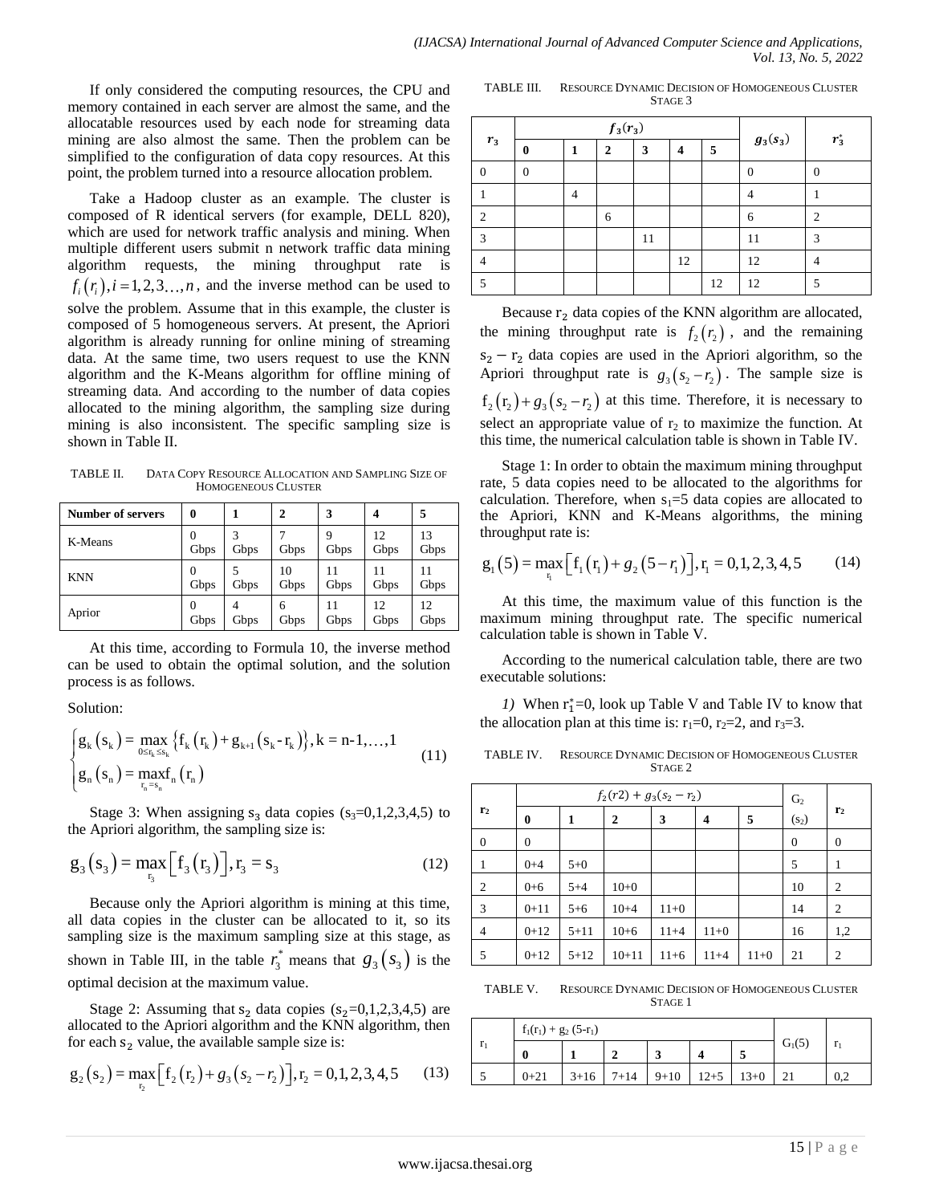If only considered the computing resources, the CPU and memory contained in each server are almost the same, and the allocatable resources used by each node for streaming data mining are also almost the same. Then the problem can be simplified to the configuration of data copy resources. At this point, the problem turned into a resource allocation problem.

Take a Hadoop cluster as an example. The cluster is composed of R identical servers (for example, DELL 820), which are used for network traffic analysis and mining. When multiple different users submit n network traffic data mining algorithm requests, the mining throughput rate is $f_i(r_i), i = 1, 2, 3\ldots, n$, and the inverse method can be used to solve the problem. Assume that in this example, the cluster is composed of 5 homogeneous servers. At present, the Apriori algorithm is already running for online mining of streaming data. At the same time, two users request to use the KNN algorithm and the K-Means algorithm for offline mining of streaming data. And according to the number of data copies allocated to the mining algorithm, the sampling size during mining is also inconsistent. The specific sampling size is shown in Table II.

TABLE II. DATA COPY RESOURCE ALLOCATION AND SAMPLING SIZE OF HOMOGENEOUS CLUSTER

| Number of servers | 0 | 1 | 2 | 3 | 4 | 5 |
|---|---|---|---|---|---|---|
| K-Means | 0 Gbps | 3 Gbps | 7 Gbps | 9 Gbps | 12 Gbps | 13 Gbps |
| KNN | 0 Gbps | 5 Gbps | 10 Gbps | 11 Gbps | 11 Gbps | 11 Gbps |
| Aprior | 0 Gbps | 4 Gbps | 6 Gbps | 11 Gbps | 12 Gbps | 12 Gbps |

At this time, according to Formula 10, the inverse method can be used to obtain the optimal solution, and the solution process is as follows.

Solution:

$$\begin{cases} g_k(s_k) = \max\limits_{0 \le r_k \le s_k} \left\{ f_k(r_k) + g_{k+1}(s_k - r_k) \right\}, k = n-1, \ldots, 1 \\ g_n(s_n) = \max\limits_{r_n = s_n} f_n(r_n) \end{cases} \tag{11}$$

Stage 3: When assigning $s_3$ data copies ($s_3$=0,1,2,3,4,5) to the Apriori algorithm, the sampling size is:

$$g_3(s_3) = \max_{r_3} \left[ f_3(r_3) \right], r_3 = s_3 \tag{12}$$

Because only the Apriori algorithm is mining at this time, all data copies in the cluster can be allocated to it, so its sampling size is the maximum sampling size at this stage, as shown in Table III, in the table $r_3^*$ means that $g_3(s_3)$ is the optimal decision at the maximum value.

Stage 2: Assuming that $s_2$ data copies ($s_2$=0,1,2,3,4,5) are allocated to the Apriori algorithm and the KNN algorithm, then for each $s_2$ value, the available sample size is:

$$g_2(s_2) = \max_{r_2} \left[ f_2(r_2) + g_3(s_2 - r_2) \right], r_2 = 0, 1, 2, 3, 4, 5 \tag{13}$$

TABLE III. RESOURCE DYNAMIC DECISION OF HOMOGENEOUS CLUSTER STAGE 3

| $r_3$ | $f_3(r_3)$ | | | | | | $g_3(s_3)$ | $r_3^*$ |
|---|---|---|---|---|---|---|---|---|
| | 0 | 1 | 2 | 3 | 4 | 5 | | |
| 0 | 0 | | | | | | 0 | 0 |
| 1 | | 4 | | | | | 4 | 1 |
| 2 | | | 6 | | | | 6 | 2 |
| 3 | | | | 11 | | | 11 | 3 |
| 4 | | | | | 12 | | 12 | 4 |
| 5 | | | | | | 12 | 12 | 5 |

Because $r_2$ data copies of the KNN algorithm are allocated, the mining throughput rate is $f_2(r_2)$, and the remaining $s_2 - r_2$ data copies are used in the Apriori algorithm, so the Apriori throughput rate is $g_3(s_2 - r_2)$. The sample size is $f_2(r_2) + g_3(s_2 - r_2)$ at this time. Therefore, it is necessary to select an appropriate value of $r_2$ to maximize the function. At this time, the numerical calculation table is shown in Table IV.

Stage 1: In order to obtain the maximum mining throughput rate, 5 data copies need to be allocated to the algorithms for calculation. Therefore, when $s_1$=5 data copies are allocated to the Apriori, KNN and K-Means algorithms, the mining throughput rate is:

$$g_1(5) = \max_{r_1} \left[ f_1(r_1) + g_2(5 - r_1) \right], r_1 = 0, 1, 2, 3, 4, 5 \tag{14}$$

At this time, the maximum value of this function is the maximum mining throughput rate. The specific numerical calculation table is shown in Table V.

According to the numerical calculation table, there are two executable solutions:

*1)* When $r_1^*$=0, look up Table V and Table IV to know that the allocation plan at this time is: $r_1$=0, $r_2$=2, and $r_3$=3.

TABLE IV. RESOURCE DYNAMIC DECISION OF HOMOGENEOUS CLUSTER STAGE 2

| $r_2$ | $f_2(r2) + g_3(s_2 - r_2)$ | | | | | | $G_2$ $(s_2)$ | $r_2$ |
|---|---|---|---|---|---|---|---|---|
| | 0 | 1 | 2 | 3 | 4 | 5 | | |
| 0 | 0 | | | | | | 0 | 0 |
| 1 | 0+4 | 5+0 | | | | | 5 | 1 |
| 2 | 0+6 | 5+4 | 10+0 | | | | 10 | 2 |
| 3 | 0+11 | 5+6 | 10+4 | 11+0 | | | 14 | 2 |
| 4 | 0+12 | 5+11 | 10+6 | 11+4 | 11+0 | | 16 | 1,2 |
| 5 | 0+12 | 5+12 | 10+11 | 11+6 | 11+4 | 11+0 | 21 | 2 |

TABLE V. RESOURCE DYNAMIC DECISION OF HOMOGENEOUS CLUSTER STAGE 1

| $r_1$ | $f_1(r_1) + g_2(5-r_1)$ | | | | | | $G_1(5)$ | $r_1$ |
|---|---|---|---|---|---|---|---|---|
| | 0 | 1 | 2 | 3 | 4 | 5 | | |
| 5 | 0+21 | 3+16 | 7+14 | 9+10 | 12+5 | 13+0 | 21 | 0,2 |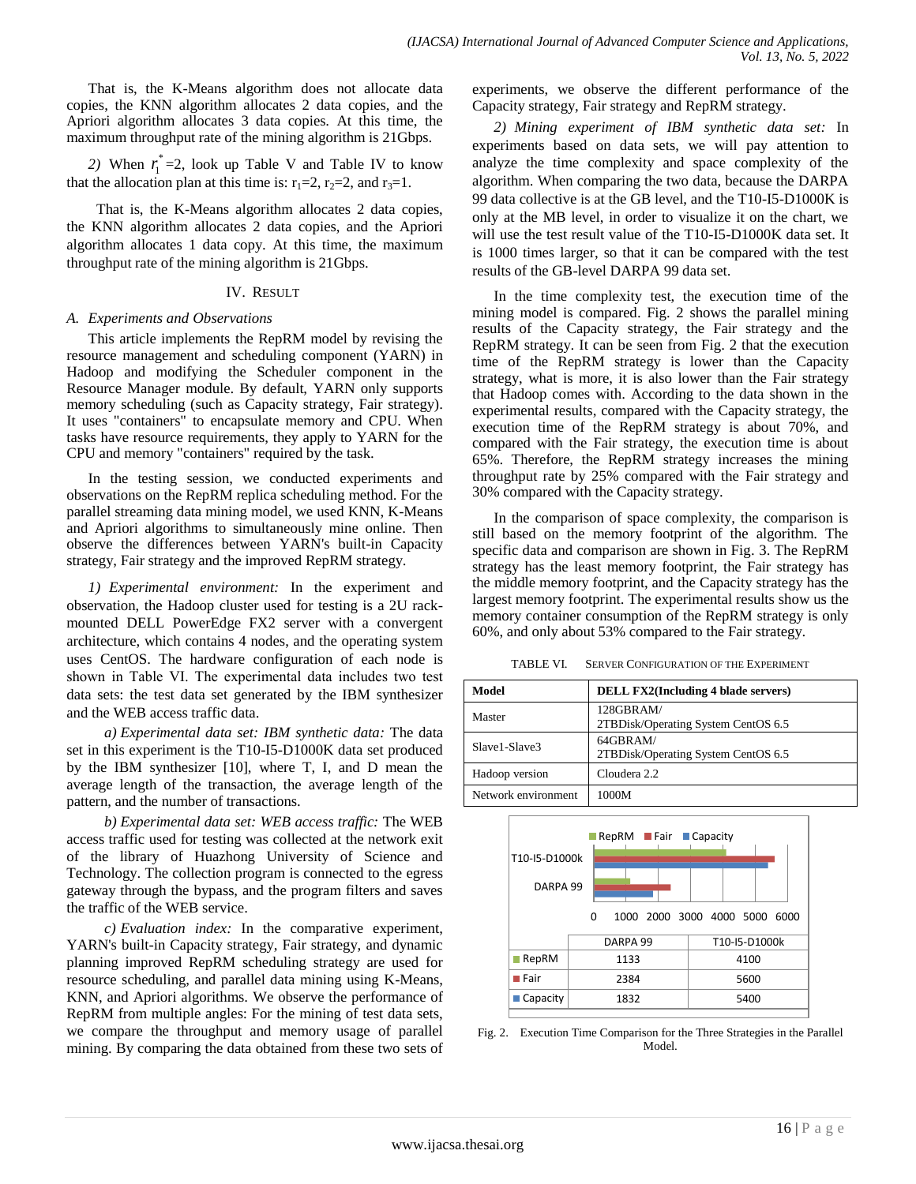That is, the K-Means algorithm does not allocate data copies, the KNN algorithm allocates 2 data copies, and the Apriori algorithm allocates 3 data copies. At this time, the maximum throughput rate of the mining algorithm is 21Gbps.

*2)* When $r_1^*=2$, look up Table V and Table IV to know that the allocation plan at this time is: $r_1=2$, $r_2=2$, and $r_3=1$.

That is, the K-Means algorithm allocates 2 data copies, the KNN algorithm allocates 2 data copies, and the Apriori algorithm allocates 1 data copy. At this time, the maximum throughput rate of the mining algorithm is 21Gbps.

## IV. Result

### A. Experiments and Observations

This article implements the RepRM model by revising the resource management and scheduling component (YARN) in Hadoop and modifying the Scheduler component in the Resource Manager module. By default, YARN only supports memory scheduling (such as Capacity strategy, Fair strategy). It uses "containers" to encapsulate memory and CPU. When tasks have resource requirements, they apply to YARN for the CPU and memory "containers" required by the task.

In the testing session, we conducted experiments and observations on the RepRM replica scheduling method. For the parallel streaming data mining model, we used KNN, K-Means and Apriori algorithms to simultaneously mine online. Then observe the differences between YARN's built-in Capacity strategy, Fair strategy and the improved RepRM strategy.

*1) Experimental environment:* In the experiment and observation, the Hadoop cluster used for testing is a 2U rack-mounted DELL PowerEdge FX2 server with a convergent architecture, which contains 4 nodes, and the operating system uses CentOS. The hardware configuration of each node is shown in Table VI. The experimental data includes two test data sets: the test data set generated by the IBM synthesizer and the WEB access traffic data.

*a) Experimental data set: IBM synthetic data:* The data set in this experiment is the T10-I5-D1000K data set produced by the IBM synthesizer [10], where T, I, and D mean the average length of the transaction, the average length of the pattern, and the number of transactions.

*b) Experimental data set: WEB access traffic:* The WEB access traffic used for testing was collected at the network exit of the library of Huazhong University of Science and Technology. The collection program is connected to the egress gateway through the bypass, and the program filters and saves the traffic of the WEB service.

*c) Evaluation index:* In the comparative experiment, YARN's built-in Capacity strategy, Fair strategy, and dynamic planning improved RepRM scheduling strategy are used for resource scheduling, and parallel data mining using K-Means, KNN, and Apriori algorithms. We observe the performance of RepRM from multiple angles: For the mining of test data sets, we compare the throughput and memory usage of parallel mining. By comparing the data obtained from these two sets of experiments, we observe the different performance of the Capacity strategy, Fair strategy and RepRM strategy.

*2) Mining experiment of IBM synthetic data set:* In experiments based on data sets, we will pay attention to analyze the time complexity and space complexity of the algorithm. When comparing the two data, because the DARPA 99 data collective is at the GB level, and the T10-I5-D1000K is only at the MB level, in order to visualize it on the chart, we will use the test result value of the T10-I5-D1000K data set. It is 1000 times larger, so that it can be compared with the test results of the GB-level DARPA 99 data set.

In the time complexity test, the execution time of the mining model is compared. Fig. 2 shows the parallel mining results of the Capacity strategy, the Fair strategy and the RepRM strategy. It can be seen from Fig. 2 that the execution time of the RepRM strategy is lower than the Capacity strategy, what is more, it is also lower than the Fair strategy that Hadoop comes with. According to the data shown in the experimental results, compared with the Capacity strategy, the execution time of the RepRM strategy is about 70%, and compared with the Fair strategy, the execution time is about 65%. Therefore, the RepRM strategy increases the mining throughput rate by 25% compared with the Fair strategy and 30% compared with the Capacity strategy.

In the comparison of space complexity, the comparison is still based on the memory footprint of the algorithm. The specific data and comparison are shown in Fig. 3. The RepRM strategy has the least memory footprint, the Fair strategy has the middle memory footprint, and the Capacity strategy has the largest memory footprint. The experimental results show us the memory container consumption of the RepRM strategy is only 60%, and only about 53% compared to the Fair strategy.

TABLE VI. Server Configuration of the Experiment

| Model | DELL FX2(Including 4 blade servers) |
|---|---|
| Master | 128GBRAM/ 2TBDisk/Operating System CentOS 6.5 |
| Slave1-Slave3 | 64GBRAM/ 2TBDisk/Operating System CentOS 6.5 |
| Hadoop version | Cloudera 2.2 |
| Network environment | 1000M |

| | DARPA 99 | T10-I5-D1000k |
|---|---|---|
| RepRM | 1133 | 4100 |
| Fair | 2384 | 5600 |
| Capacity | 1832 | 5400 |

Fig. 2. Execution Time Comparison for the Three Strategies in the Parallel Model.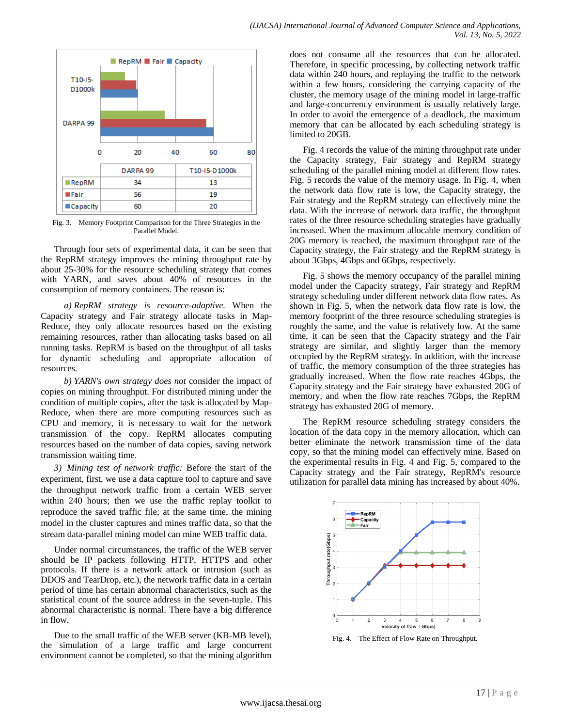| | DARPA 99 | T10-I5-D1000k |
|---|---|---|
| RepRM | 34 | 13 |
| Fair | 56 | 19 |
| Capacity | 60 | 20 |

Fig. 3. Memory Footprint Comparison for the Three Strategies in the Parallel Model.

Through four sets of experimental data, it can be seen that the RepRM strategy improves the mining throughput rate by about 25-30% for the resource scheduling strategy that comes with YARN, and saves about 40% of resources in the consumption of memory containers. The reason is:

*a) RepRM strategy is resource-adaptive.* When the Capacity strategy and Fair strategy allocate tasks in Map-Reduce, they only allocate resources based on the existing remaining resources, rather than allocating tasks based on all running tasks. RepRM is based on the throughput of all tasks for dynamic scheduling and appropriate allocation of resources.

*b) YARN's own strategy does not* consider the impact of copies on mining throughput. For distributed mining under the condition of multiple copies, after the task is allocated by Map-Reduce, when there are more computing resources such as CPU and memory, it is necessary to wait for the network transmission of the copy. RepRM allocates computing resources based on the number of data copies, saving network transmission waiting time.

*3) Mining test of network traffic:* Before the start of the experiment, first, we use a data capture tool to capture and save the throughput network traffic from a certain WEB server within 240 hours; then we use the traffic replay toolkit to reproduce the saved traffic file; at the same time, the mining model in the cluster captures and mines traffic data, so that the stream data-parallel mining model can mine WEB traffic data.

Under normal circumstances, the traffic of the WEB server should be IP packets following HTTP, HTTPS and other protocols. If there is a network attack or intrusion (such as DDOS and TearDrop, etc.), the network traffic data in a certain period of time has certain abnormal characteristics, such as the statistical count of the source address in the seven-tuple. This abnormal characteristic is normal. There have a big difference in flow.

Due to the small traffic of the WEB server (KB-MB level), the simulation of a large traffic and large concurrent environment cannot be completed, so that the mining algorithm does not consume all the resources that can be allocated. Therefore, in specific processing, by collecting network traffic data within 240 hours, and replaying the traffic to the network within a few hours, considering the carrying capacity of the cluster, the memory usage of the mining model in large-traffic and large-concurrency environment is usually relatively large. In order to avoid the emergence of a deadlock, the maximum memory that can be allocated by each scheduling strategy is limited to 20GB.

Fig. 4 records the value of the mining throughput rate under the Capacity strategy, Fair strategy and RepRM strategy scheduling of the parallel mining model at different flow rates. Fig. 5 records the value of the memory usage. In Fig. 4, when the network data flow rate is low, the Capacity strategy, the Fair strategy and the RepRM strategy can effectively mine the data. With the increase of network data traffic, the throughput rates of the three resource scheduling strategies have gradually increased. When the maximum allocable memory condition of 20G memory is reached, the maximum throughput rate of the Capacity strategy, the Fair strategy and the RepRM strategy is about 3Gbps, 4Gbps and 6Gbps, respectively.

Fig. 5 shows the memory occupancy of the parallel mining model under the Capacity strategy, Fair strategy and RepRM strategy scheduling under different network data flow rates. As shown in Fig. 5, when the network data flow rate is low, the memory footprint of the three resource scheduling strategies is roughly the same, and the value is relatively low. At the same time, it can be seen that the Capacity strategy and the Fair strategy are similar, and slightly larger than the memory occupied by the RepRM strategy. In addition, with the increase of traffic, the memory consumption of the three strategies has gradually increased. When the flow rate reaches 4Gbps, the Capacity strategy and the Fair strategy have exhausted 20G of memory, and when the flow rate reaches 7Gbps, the RepRM strategy has exhausted 20G of memory.

The RepRM resource scheduling strategy considers the location of the data copy in the memory allocation, which can better eliminate the network transmission time of the data copy, so that the mining model can effectively mine. Based on the experimental results in Fig. 4 and Fig. 5, compared to the Capacity strategy and the Fair strategy, RepRM's resource utilization for parallel data mining has increased by about 40%.

Fig. 4. The Effect of Flow Rate on Throughput.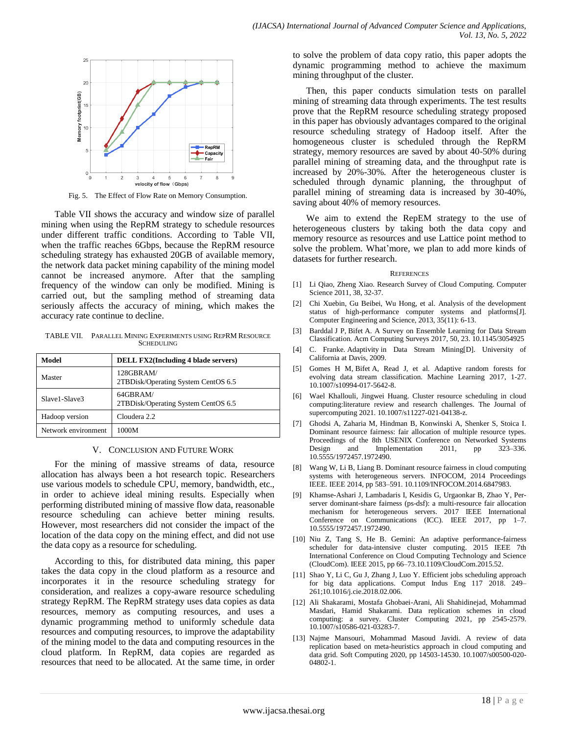Fig. 5. The Effect of Flow Rate on Memory Consumption.

Table VII shows the accuracy and window size of parallel mining when using the RepRM strategy to schedule resources under different traffic conditions. According to Table VII, when the traffic reaches 6Gbps, because the RepRM resource scheduling strategy has exhausted 20GB of available memory, the network data packet mining capability of the mining model cannot be increased anymore. After that the sampling frequency of the window can only be modified. Mining is carried out, but the sampling method of streaming data seriously affects the accuracy of mining, which makes the accuracy rate continue to decline.

TABLE VII. PARALLEL MINING EXPERIMENTS USING REPRM RESOURCE SCHEDULING

| Model | DELL FX2(Including 4 blade servers) |
| --- | --- |
| Master | 128GBRAM/ 2TBDisk/Operating System CentOS 6.5 |
| Slave1-Slave3 | 64GBRAM/ 2TBDisk/Operating System CentOS 6.5 |
| Hadoop version | Cloudera 2.2 |
| Network environment | 1000M |

## V. CONCLUSION AND FUTURE WORK

For the mining of massive streams of data, resource allocation has always been a hot research topic. Researchers use various models to schedule CPU, memory, bandwidth, etc., in order to achieve ideal mining results. Especially when performing distributed mining of massive flow data, reasonable resource scheduling can achieve better mining results. However, most researchers did not consider the impact of the location of the data copy on the mining effect, and did not use the data copy as a resource for scheduling.

According to this, for distributed data mining, this paper takes the data copy in the cloud platform as a resource and incorporates it in the resource scheduling strategy for consideration, and realizes a copy-aware resource scheduling strategy RepRM. The RepRM strategy uses data copies as data resources, memory as computing resources, and uses a dynamic programming method to uniformly schedule data resources and computing resources, to improve the adaptability of the mining model to the data and computing resources in the cloud platform. In RepRM, data copies are regarded as resources that need to be allocated. At the same time, in order to solve the problem of data copy ratio, this paper adopts the dynamic programming method to achieve the maximum mining throughput of the cluster.

Then, this paper conducts simulation tests on parallel mining of streaming data through experiments. The test results prove that the RepRM resource scheduling strategy proposed in this paper has obviously advantages compared to the original resource scheduling strategy of Hadoop itself. After the homogeneous cluster is scheduled through the RepRM strategy, memory resources are saved by about 40-50% during parallel mining of streaming data, and the throughput rate is increased by 20%-30%. After the heterogeneous cluster is scheduled through dynamic planning, the throughput of parallel mining of streaming data is increased by 30-40%, saving about 40% of memory resources.

We aim to extend the RepEM strategy to the use of heterogeneous clusters by taking both the data copy and memory resource as resources and use Lattice point method to solve the problem. What'more, we plan to add more kinds of datasets for further research.

## REFERENCES

[1] Li Qiao, Zheng Xiao. Research Survey of Cloud Computing. Computer Science 2011, 38, 32-37.

[2] Chi Xuebin, Gu Beibei, Wu Hong, et al. Analysis of the development status of high-performance computer systems and platforms[J]. Computer Engineering and Science, 2013, 35(11): 6-13.

[3] Barddal J P, Bifet A. A Survey on Ensemble Learning for Data Stream Classification. Acm Computing Surveys 2017, 50, 23. 10.1145/3054925

[4] C. Franke. Adaptivity in Data Stream Mining[D]. University of California at Davis, 2009.

[5] Gomes H M, Bifet A, Read J, et al. Adaptive random forests for evolving data stream classification. Machine Learning 2017, 1-27. 10.1007/s10994-017-5642-8.

[6] Wael Khallouli, Jingwei Huang. Cluster resource scheduling in cloud computing:literature review and research challenges. The Journal of supercomputing 2021. 10.1007/s11227-021-04138-z.

[7] Ghodsi A, Zaharia M, Hindman B, Konwinski A, Shenker S, Stoica I. Dominant resource fairness: fair allocation of multiple resource types. Proceedings of the 8th USENIX Conference on Networked Systems Design and Implementation 2011, pp 323–336. 10.5555/1972457.1972490.

[8] Wang W, Li B, Liang B. Dominant resource fairness in cloud computing systems with heterogeneous servers. INFOCOM, 2014 Proceedings IEEE. IEEE 2014, pp 583–591. 10.1109/INFOCOM.2014.6847983.

[9] Khamse-Ashari J, Lambadaris I, Kesidis G, Urgaonkar B, Zhao Y, Per-server dominant-share fairness (ps-dsf): a multi-resource fair allocation mechanism for heterogeneous servers. 2017 IEEE International Conference on Communications (ICC). IEEE 2017, pp 1–7. 10.5555/1972457.1972490.

[10] Niu Z, Tang S, He B. Gemini: An adaptive performance-fairness scheduler for data-intensive cluster computing. 2015 IEEE 7th International Conference on Cloud Computing Technology and Science (CloudCom). IEEE 2015, pp 66–73.10.1109/CloudCom.2015.52.

[11] Shao Y, Li C, Gu J, Zhang J, Luo Y. Efficient jobs scheduling approach for big data applications. Comput Indus Eng 117 2018. 249–261;10.1016/j.cie.2018.02.006.

[12] Ali Shakarami, Mostafa Ghobaei-Arani, Ali Shahidinejad, Mohammad Masdari, Hamid Shakarami. Data replication schemes in cloud computing: a survey. Cluster Computing 2021, pp 2545-2579. 10.1007/s10586-021-03283-7.

[13] Najme Mansouri, Mohammad Masoud Javidi. A review of data replication based on meta-heuristics approach in cloud computing and data grid. Soft Computing 2020, pp 14503-14530. 10.1007/s00500-020-04802-1.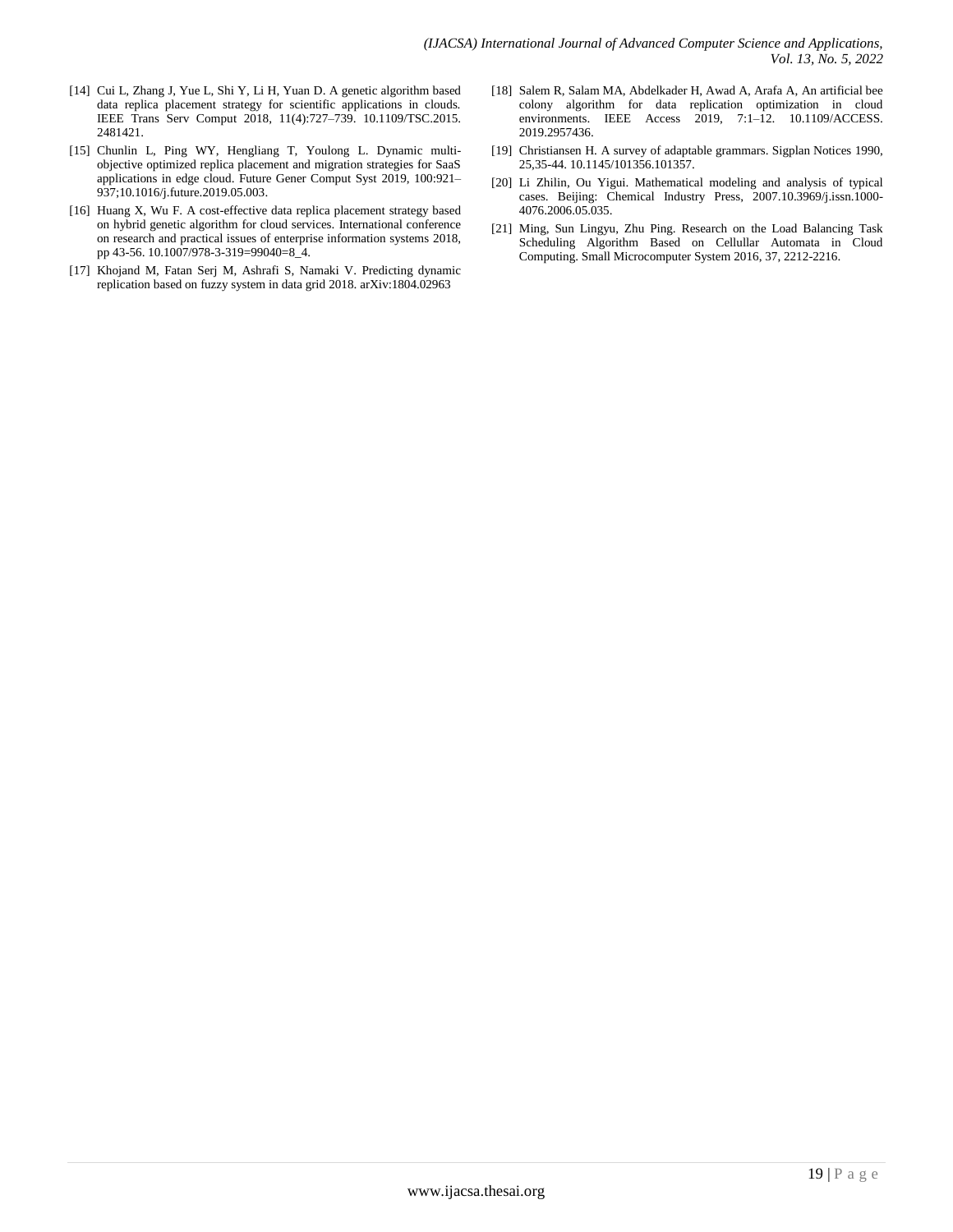[14] Cui L, Zhang J, Yue L, Shi Y, Li H, Yuan D. A genetic algorithm based data replica placement strategy for scientific applications in clouds. IEEE Trans Serv Comput 2018, 11(4):727–739. 10.1109/TSC.2015. 2481421.

[15] Chunlin L, Ping WY, Hengliang T, Youlong L. Dynamic multi-objective optimized replica placement and migration strategies for SaaS applications in edge cloud. Future Gener Comput Syst 2019, 100:921–937;10.1016/j.future.2019.05.003.

[16] Huang X, Wu F. A cost-effective data replica placement strategy based on hybrid genetic algorithm for cloud services. International conference on research and practical issues of enterprise information systems 2018, pp 43-56. 10.1007/978-3-319=99040=8_4.

[17] Khojand M, Fatan Serj M, Ashrafi S, Namaki V. Predicting dynamic replication based on fuzzy system in data grid 2018. arXiv:1804.02963

[18] Salem R, Salam MA, Abdelkader H, Awad A, Arafa A, An artificial bee colony algorithm for data replication optimization in cloud environments. IEEE Access 2019, 7:1–12. 10.1109/ACCESS. 2019.2957436.

[19] Christiansen H. A survey of adaptable grammars. Sigplan Notices 1990, 25,35-44. 10.1145/101356.101357.

[20] Li Zhilin, Ou Yigui. Mathematical modeling and analysis of typical cases. Beijing: Chemical Industry Press, 2007.10.3969/j.issn.1000-4076.2006.05.035.

[21] Ming, Sun Lingyu, Zhu Ping. Research on the Load Balancing Task Scheduling Algorithm Based on Cellullar Automata in Cloud Computing. Small Microcomputer System 2016, 37, 2212-2216.